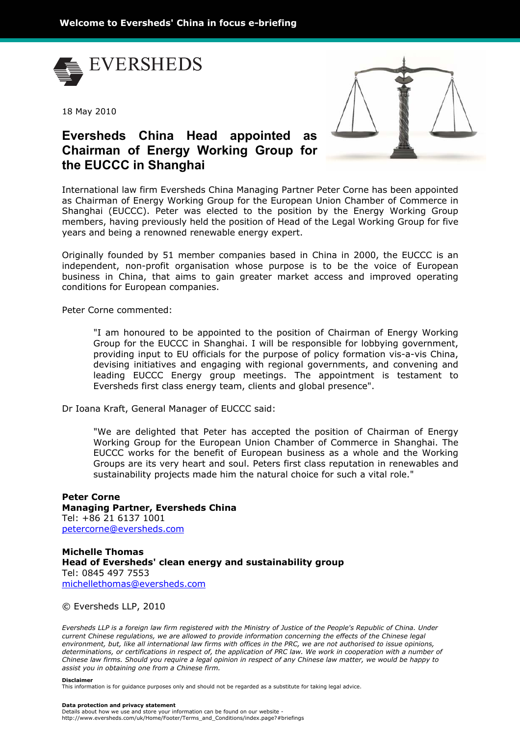Welcome to Eversheds' China in focus e-briefing

EVERSHEDS

18 May 2010

# Eversheds China Head appointed as Chairman of Energy Working Group for the EUCCC in Shanghai

International law firm Eversheds China Managing Partner Peter Corne has been appointed as Chairman of Energy Working Group for the European Union Chamber of Commerce in Shanghai (EUCCC). Peter was elected to the position by the Energy Working Group members, having previously held the position of Head of the Legal Working Group for five years and being a renowned renewable energy expert.

Originally founded by 51 member companies based in China in 2000, the EUCCC is an independent, non-profit organisation whose purpose is to be the voice of European business in China, that aims to gain greater market access and improved operating conditions for European companies.

Peter Corne commented:

> "I am honoured to be appointed to the position of Chairman of Energy Working Group for the EUCCC in Shanghai. I will be responsible for lobbying government, providing input to EU officials for the purpose of policy formation vis-a-vis China, devising initiatives and engaging with regional governments, and convening and leading EUCCC Energy group meetings. The appointment is testament to Eversheds first class energy team, clients and global presence".

Dr Ioana Kraft, General Manager of EUCCC said:

> "We are delighted that Peter has accepted the position of Chairman of Energy Working Group for the European Union Chamber of Commerce in Shanghai. The EUCCC works for the benefit of European business as a whole and the Working Groups are its very heart and soul. Peters first class reputation in renewables and sustainability projects made him the natural choice for such a vital role."

**Peter Corne**
**Managing Partner, Eversheds China**
Tel: +86 21 6137 1001
petercorne@eversheds.com

**Michelle Thomas**
**Head of Eversheds' clean energy and sustainability group**
Tel: 0845 497 7553
michellethomas@eversheds.com

© Eversheds LLP, 2010

*Eversheds LLP is a foreign law firm registered with the Ministry of Justice of the People's Republic of China. Under current Chinese regulations, we are allowed to provide information concerning the effects of the Chinese legal environment, but, like all international law firms with offices in the PRC, we are not authorised to issue opinions, determinations, or certifications in respect of, the application of PRC law. We work in cooperation with a number of Chinese law firms. Should you require a legal opinion in respect of any Chinese law matter, we would be happy to assist you in obtaining one from a Chinese firm.*

**Disclaimer**
This information is for guidance purposes only and should not be regarded as a substitute for taking legal advice.

**Data protection and privacy statement**
Details about how we use and store your information can be found on our website - http://www.eversheds.com/uk/Home/Footer/Terms_and_Conditions/index.page?#briefings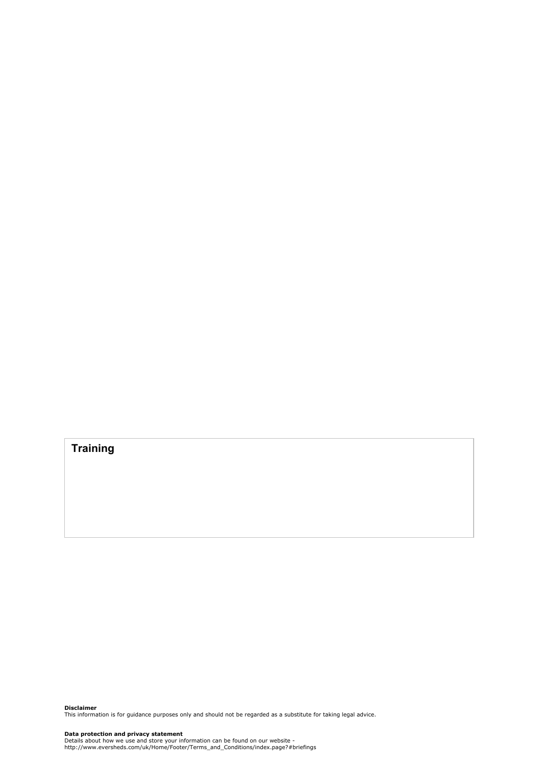## Training

**Disclaimer**
This information is for guidance purposes only and should not be regarded as a substitute for taking legal advice.

**Data protection and privacy statement**
Details about how we use and store your information can be found on our website - http://www.eversheds.com/uk/Home/Footer/Terms_and_Conditions/index.page?#briefings